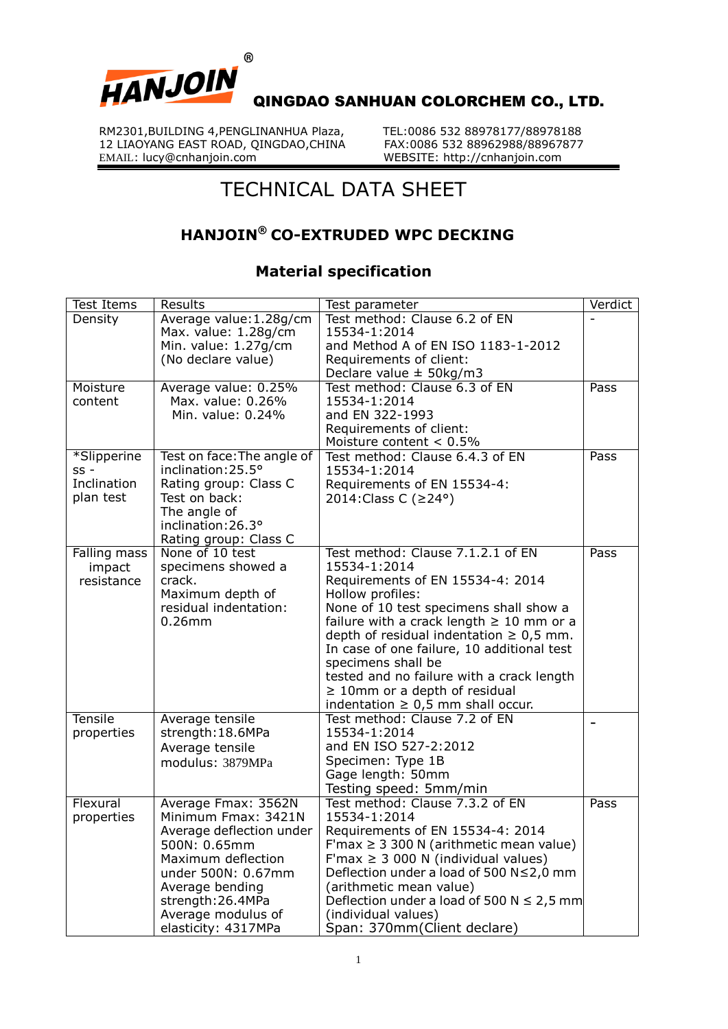**HANJOIN®** **QINGDAO SANHUAN COLORCHEM CO., LTD.**

RM2301,BUILDING 4,PENGLINANHUA Plaza,
12 LIAOYANG EAST ROAD, QINGDAO,CHINA
EMAIL: lucy@cnhanjoin.com

TEL:0086 532 88978177/88978188
FAX:0086 532 88962988/88967877
WEBSITE: http://cnhanjoin.com

# TECHNICAL DATA SHEET

## HANJOIN® CO-EXTRUDED WPC DECKING

### Material specification

| Test Items | Results | Test parameter | Verdict |
|---|---|---|---|
| Density | Average value:1.28g/cm<br>Max. value: 1.28g/cm<br>Min. value: 1.27g/cm<br>(No declare value) | Test method: Clause 6.2 of EN 15534-1:2014<br>and Method A of EN ISO 1183-1-2012<br>Requirements of client:<br>Declare value ± 50kg/m3 | - |
| Moisture content | Average value: 0.25%<br>Max. value: 0.26%<br>Min. value: 0.24% | Test method: Clause 6.3 of EN 15534-1:2014<br>and EN 322-1993<br>Requirements of client:<br>Moisture content < 0.5% | Pass |
| *Slipperiness - Inclination plan test | Test on face:The angle of inclination:25.5°<br>Rating group: Class C<br>Test on back:<br>The angle of inclination:26.3°<br>Rating group: Class C | Test method: Clause 6.4.3 of EN 15534-1:2014<br>Requirements of EN 15534-4: 2014:Class C (≥24°) | Pass |
| Falling mass impact resistance | None of 10 test specimens showed a crack.<br>Maximum depth of residual indentation: 0.26mm | Test method: Clause 7.1.2.1 of EN 15534-1:2014<br>Requirements of EN 15534-4: 2014<br>Hollow profiles:<br>None of 10 test specimens shall show a failure with a crack length ≥ 10 mm or a depth of residual indentation ≥ 0,5 mm.<br>In case of one failure, 10 additional test specimens shall be tested and no failure with a crack length ≥ 10mm or a depth of residual indentation ≥ 0,5 mm shall occur. | Pass |
| Tensile properties | Average tensile strength:18.6MPa<br>Average tensile modulus: 3879MPa | Test method: Clause 7.2 of EN 15534-1:2014<br>and EN ISO 527-2:2012<br>Specimen: Type 1B<br>Gage length: 50mm<br>Testing speed: 5mm/min | - |
| Flexural properties | Average Fmax: 3562N<br>Minimum Fmax: 3421N<br>Average deflection under 500N: 0.65mm<br>Maximum deflection under 500N: 0.67mm<br>Average bending strength:26.4MPa<br>Average modulus of elasticity: 4317MPa | Test method: Clause 7.3.2 of EN 15534-1:2014<br>Requirements of EN 15534-4: 2014<br>F'max ≥ 3 300 N (arithmetic mean value)<br>F'max ≥ 3 000 N (individual values)<br>Deflection under a load of 500 N≤2,0 mm (arithmetic mean value)<br>Deflection under a load of 500 N ≤ 2,5 mm (individual values)<br>Span: 370mm(Client declare) | Pass |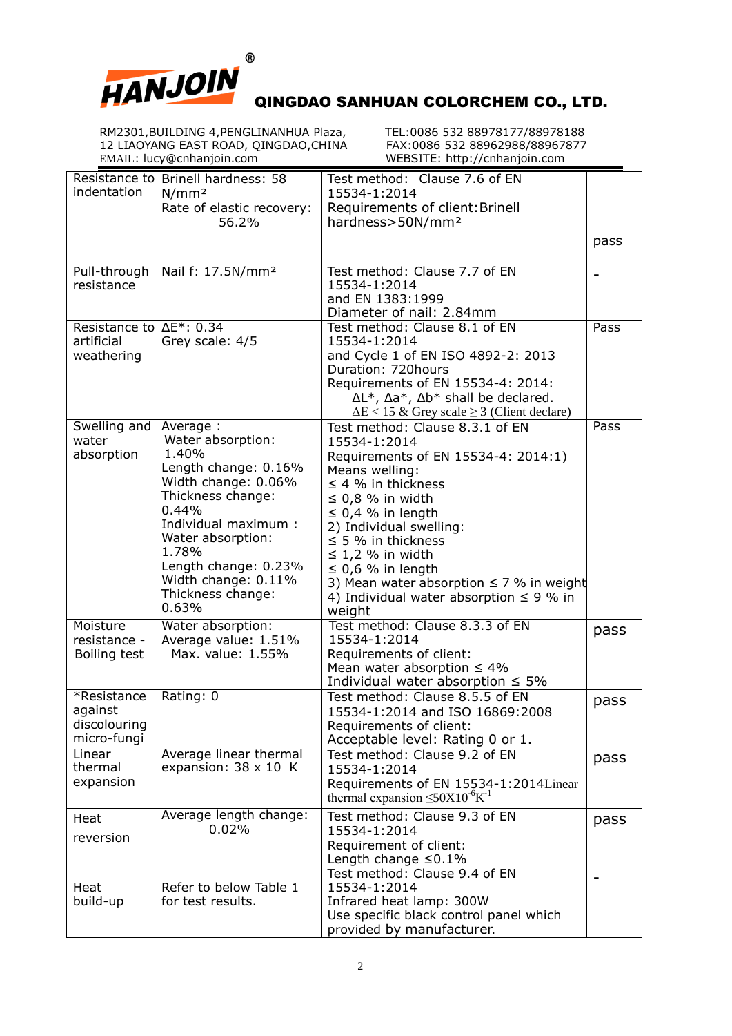QINGDAO SANHUAN COLORCHEM CO., LTD.

RM2301,BUILDING 4,PENGLINANHUA Plaza, 12 LIAOYANG EAST ROAD, QINGDAO,CHINA
EMAIL: lucy@cnhanjoin.com

TEL:0086 532 88978177/88978188
FAX:0086 532 88962988/88967877
WEBSITE: http://cnhanjoin.com

| | | | |
|---|---|---|---|
| Resistance to indentation | Brinell hardness: 58 N/mm² <br> Rate of elastic recovery: 56.2% | Test method: Clause 7.6 of EN 15534-1:2014 <br> Requirements of client: Brinell hardness>50N/mm² | pass |
| Pull-through resistance | Nail f: 17.5N/mm² | Test method: Clause 7.7 of EN 15534-1:2014 and EN 1383:1999 <br> Diameter of nail: 2.84mm | - |
| Resistance to artificial weathering | ΔE*: 0.34 <br> Grey scale: 4/5 | Test method: Clause 8.1 of EN 15534-1:2014 and Cycle 1 of EN ISO 4892-2: 2013 <br> Duration: 720hours <br> Requirements of EN 15534-4: 2014: ΔL*, Δa*, Δb* shall be declared. <br> ΔE < 15 & Grey scale ≥ 3 (Client declare) | Pass |
| Swelling and water absorption | Average : <br> Water absorption: 1.40% <br> Length change: 0.16% <br> Width change: 0.06% <br> Thickness change: 0.44% <br> Individual maximum : <br> Water absorption: 1.78% <br> Length change: 0.23% <br> Width change: 0.11% <br> Thickness change: 0.63% | Test method: Clause 8.3.1 of EN 15534-1:2014 <br> Requirements of EN 15534-4: 2014:1) Means welling: <br> ≤ 4 % in thickness <br> ≤ 0,8 % in width <br> ≤ 0,4 % in length <br> 2) Individual swelling: <br> ≤ 5 % in thickness <br> ≤ 1,2 % in width <br> ≤ 0,6 % in length <br> 3) Mean water absorption ≤ 7 % in weight <br> 4) Individual water absorption ≤ 9 % in weight | Pass |
| Moisture resistance - Boiling test | Water absorption: <br> Average value: 1.51% <br> Max. value: 1.55% | Test method: Clause 8.3.3 of EN 15534-1:2014 <br> Requirements of client: <br> Mean water absorption ≤ 4% <br> Individual water absorption ≤ 5% | pass |
| *Resistance against discolouring micro-fungi | Rating: 0 | Test method: Clause 8.5.5 of EN 15534-1:2014 and ISO 16869:2008 <br> Requirements of client: <br> Acceptable level: Rating 0 or 1. | pass |
| Linear thermal expansion | Average linear thermal expansion: 38 x 10 K | Test method: Clause 9.2 of EN 15534-1:2014 <br> Requirements of EN 15534-1:2014Linear thermal expansion $\leq 50X10^{-6}K^{-1}$ | pass |
| Heat reversion | Average length change: 0.02% | Test method: Clause 9.3 of EN 15534-1:2014 <br> Requirement of client: <br> Length change ≤0.1% | pass |
| Heat build-up | Refer to below Table 1 for test results. | Test method: Clause 9.4 of EN 15534-1:2014 <br> Infrared heat lamp: 300W <br> Use specific black control panel which provided by manufacturer. | - |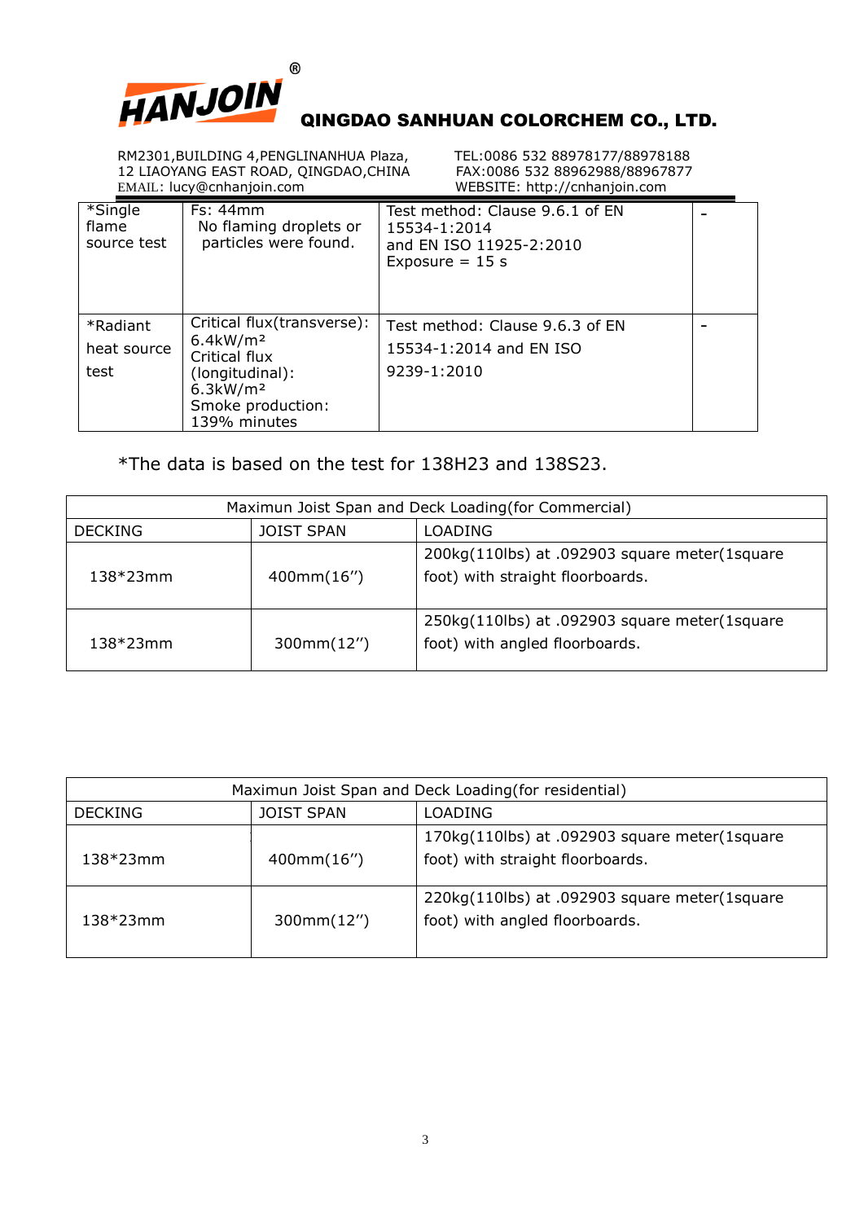HANJOIN®

**QINGDAO SANHUAN COLORCHEM CO., LTD.**

RM2301,BUILDING 4,PENGLINANHUA Plaza,
12 LIAOYANG EAST ROAD, QINGDAO,CHINA
EMAIL: lucy@cnhanjoin.com

TEL:0086 532 88978177/88978188
FAX:0086 532 88962988/88967877
WEBSITE: http://cnhanjoin.com

| | | | |
|---|---|---|---|
| *Single flame source test | Fs: 44mm No flaming droplets or particles were found. | Test method: Clause 9.6.1 of EN 15534-1:2014 and EN ISO 11925-2:2010 Exposure = 15 s | - |
| *Radiant heat source test | Critical flux(transverse): 6.4kW/m² Critical flux (longitudinal): 6.3kW/m² Smoke production: 139% minutes | Test method: Clause 9.6.3 of EN 15534-1:2014 and EN ISO 9239-1:2010 | - |

*The data is based on the test for 138H23 and 138S23.

| Maximun Joist Span and Deck Loading(for Commercial) | | |
|---|---|---|
| DECKING | JOIST SPAN | LOADING |
| 138*23mm | 400mm(16'') | 200kg(110lbs) at .092903 square meter(1square foot) with straight floorboards. |
| 138*23mm | 300mm(12'') | 250kg(110lbs) at .092903 square meter(1square foot) with angled floorboards. |

| Maximun Joist Span and Deck Loading(for residential) | | |
|---|---|---|
| DECKING | JOIST SPAN | LOADING |
| 138*23mm | 400mm(16'') | 170kg(110lbs) at .092903 square meter(1square foot) with straight floorboards. |
| 138*23mm | 300mm(12'') | 220kg(110lbs) at .092903 square meter(1square foot) with angled floorboards. |